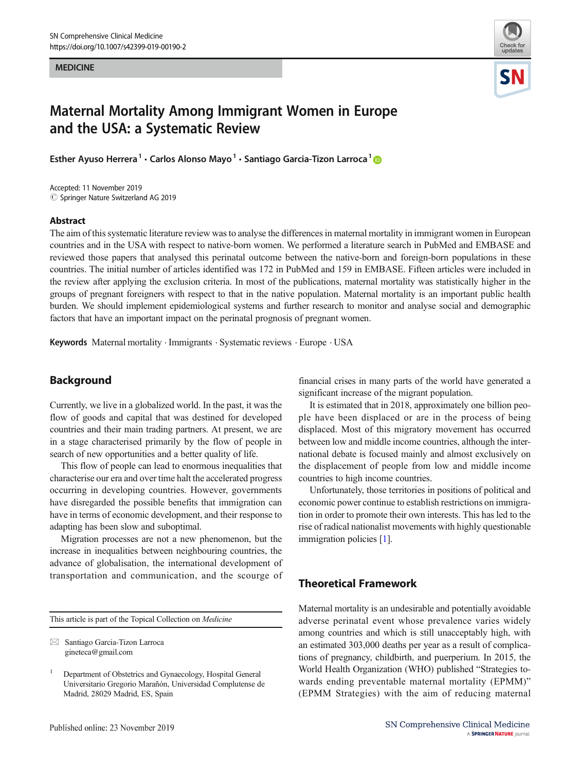MEDICINE

# Maternal Mortality Among Immigrant Women in Europe and the USA: a Systematic Review

Esther Ayuso Herrera[1] · Carlos Alonso Mayo[1] · Santiago Garcia-Tizon Larroca[1]

Accepted: 11 November 2019
© Springer Nature Switzerland AG 2019

## Abstract

The aim of this systematic literature review was to analyse the differences in maternal mortality in immigrant women in European countries and in the USA with respect to native-born women. We performed a literature search in PubMed and EMBASE and reviewed those papers that analysed this perinatal outcome between the native-born and foreign-born populations in these countries. The initial number of articles identified was 172 in PubMed and 159 in EMBASE. Fifteen articles were included in the review after applying the exclusion criteria. In most of the publications, maternal mortality was statistically higher in the groups of pregnant foreigners with respect to that in the native population. Maternal mortality is an important public health burden. We should implement epidemiological systems and further research to monitor and analyse social and demographic factors that have an important impact on the perinatal prognosis of pregnant women.

**Keywords** Maternal mortality · Immigrants · Systematic reviews · Europe · USA

## Background

Currently, we live in a globalized world. In the past, it was the flow of goods and capital that was destined for developed countries and their main trading partners. At present, we are in a stage characterised primarily by the flow of people in search of new opportunities and a better quality of life.

This flow of people can lead to enormous inequalities that characterise our era and over time halt the accelerated progress occurring in developing countries. However, governments have disregarded the possible benefits that immigration can have in terms of economic development, and their response to adapting has been slow and suboptimal.

Migration processes are not a new phenomenon, but the increase in inequalities between neighbouring countries, the advance of globalisation, the international development of transportation and communication, and the scourge of financial crises in many parts of the world have generated a significant increase of the migrant population.

It is estimated that in 2018, approximately one billion people have been displaced or are in the process of being displaced. Most of this migratory movement has occurred between low and middle income countries, although the international debate is focused mainly and almost exclusively on the displacement of people from low and middle income countries to high income countries.

Unfortunately, those territories in positions of political and economic power continue to establish restrictions on immigration in order to promote their own interests. This has led to the rise of radical nationalist movements with highly questionable immigration policies [1].

## Theoretical Framework

Maternal mortality is an undesirable and potentially avoidable adverse perinatal event whose prevalence varies widely among countries and which is still unacceptably high, with an estimated 303,000 deaths per year as a result of complications of pregnancy, childbirth, and puerperium. In 2015, the World Health Organization (WHO) published "Strategies towards ending preventable maternal mortality (EPMM)" (EPMM Strategies) with the aim of reducing maternal

---

This article is part of the Topical Collection on *Medicine*

✉ Santiago Garcia-Tizon Larroca
gineteca@gmail.com

[1] Department of Obstetrics and Gynaecology, Hospital General Universitario Gregorio Marañón, Universidad Complutense de Madrid, 28029 Madrid, ES, Spain

Published online: 23 November 2019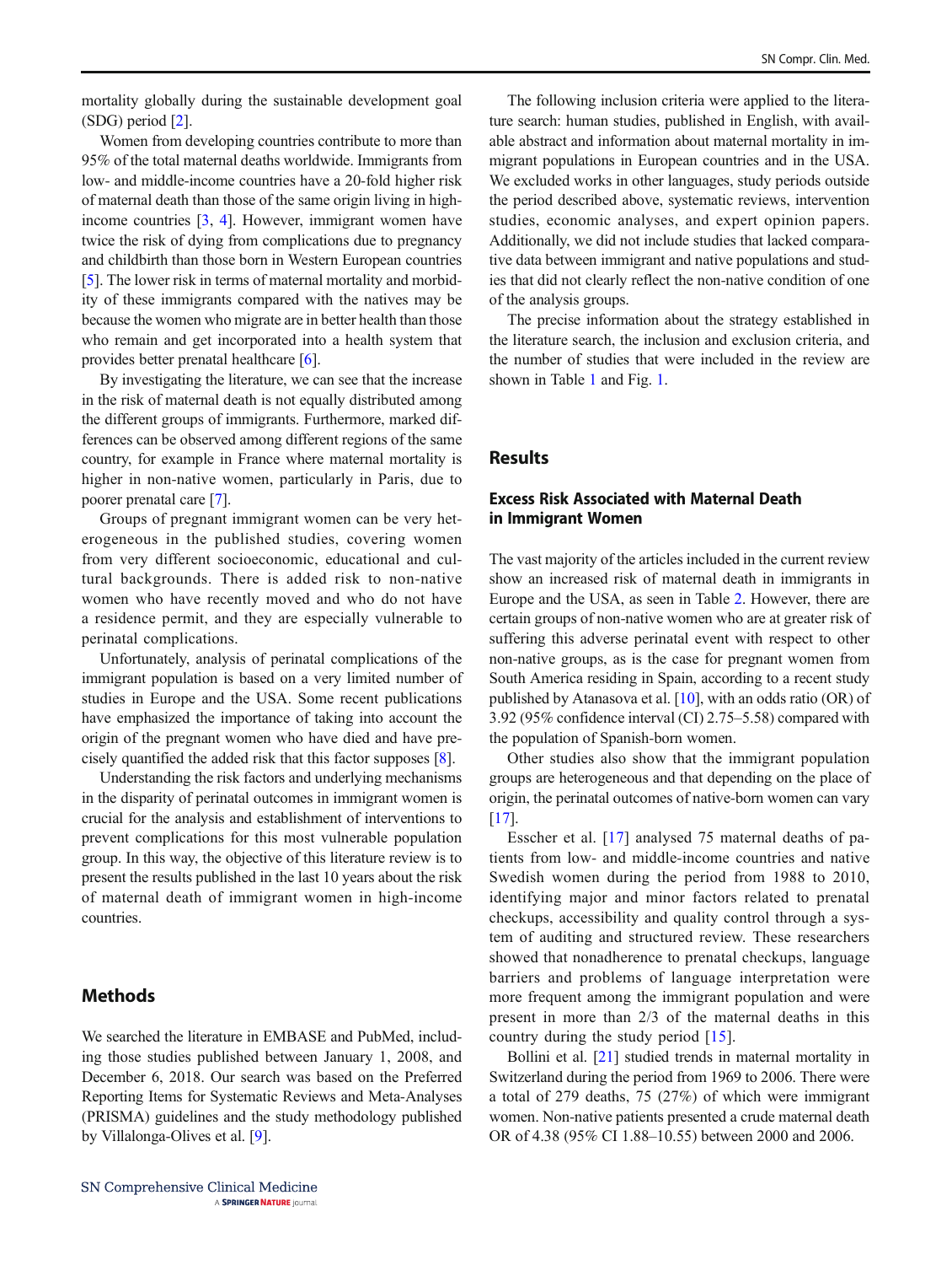mortality globally during the sustainable development goal (SDG) period [2].

Women from developing countries contribute to more than 95% of the total maternal deaths worldwide. Immigrants from low- and middle-income countries have a 20-fold higher risk of maternal death than those of the same origin living in high-income countries [3, 4]. However, immigrant women have twice the risk of dying from complications due to pregnancy and childbirth than those born in Western European countries [5]. The lower risk in terms of maternal mortality and morbidity of these immigrants compared with the natives may be because the women who migrate are in better health than those who remain and get incorporated into a health system that provides better prenatal healthcare [6].

By investigating the literature, we can see that the increase in the risk of maternal death is not equally distributed among the different groups of immigrants. Furthermore, marked differences can be observed among different regions of the same country, for example in France where maternal mortality is higher in non-native women, particularly in Paris, due to poorer prenatal care [7].

Groups of pregnant immigrant women can be very heterogeneous in the published studies, covering women from very different socioeconomic, educational and cultural backgrounds. There is added risk to non-native women who have recently moved and who do not have a residence permit, and they are especially vulnerable to perinatal complications.

Unfortunately, analysis of perinatal complications of the immigrant population is based on a very limited number of studies in Europe and the USA. Some recent publications have emphasized the importance of taking into account the origin of the pregnant women who have died and have precisely quantified the added risk that this factor supposes [8].

Understanding the risk factors and underlying mechanisms in the disparity of perinatal outcomes in immigrant women is crucial for the analysis and establishment of interventions to prevent complications for this most vulnerable population group. In this way, the objective of this literature review is to present the results published in the last 10 years about the risk of maternal death of immigrant women in high-income countries.

## Methods

We searched the literature in EMBASE and PubMed, including those studies published between January 1, 2008, and December 6, 2018. Our search was based on the Preferred Reporting Items for Systematic Reviews and Meta-Analyses (PRISMA) guidelines and the study methodology published by Villalonga-Olives et al. [9].

The following inclusion criteria were applied to the literature search: human studies, published in English, with available abstract and information about maternal mortality in immigrant populations in European countries and in the USA. We excluded works in other languages, study periods outside the period described above, systematic reviews, intervention studies, economic analyses, and expert opinion papers. Additionally, we did not include studies that lacked comparative data between immigrant and native populations and studies that did not clearly reflect the non-native condition of one of the analysis groups.

The precise information about the strategy established in the literature search, the inclusion and exclusion criteria, and the number of studies that were included in the review are shown in Table 1 and Fig. 1.

## Results

### Excess Risk Associated with Maternal Death in Immigrant Women

The vast majority of the articles included in the current review show an increased risk of maternal death in immigrants in Europe and the USA, as seen in Table 2. However, there are certain groups of non-native women who are at greater risk of suffering this adverse perinatal event with respect to other non-native groups, as is the case for pregnant women from South America residing in Spain, according to a recent study published by Atanasova et al. [10], with an odds ratio (OR) of 3.92 (95% confidence interval (CI) 2.75–5.58) compared with the population of Spanish-born women.

Other studies also show that the immigrant population groups are heterogeneous and that depending on the place of origin, the perinatal outcomes of native-born women can vary [17].

Esscher et al. [17] analysed 75 maternal deaths of patients from low- and middle-income countries and native Swedish women during the period from 1988 to 2010, identifying major and minor factors related to prenatal checkups, accessibility and quality control through a system of auditing and structured review. These researchers showed that nonadherence to prenatal checkups, language barriers and problems of language interpretation were more frequent among the immigrant population and were present in more than 2/3 of the maternal deaths in this country during the study period [15].

Bollini et al. [21] studied trends in maternal mortality in Switzerland during the period from 1969 to 2006. There were a total of 279 deaths, 75 (27%) of which were immigrant women. Non-native patients presented a crude maternal death OR of 4.38 (95% CI 1.88–10.55) between 2000 and 2006.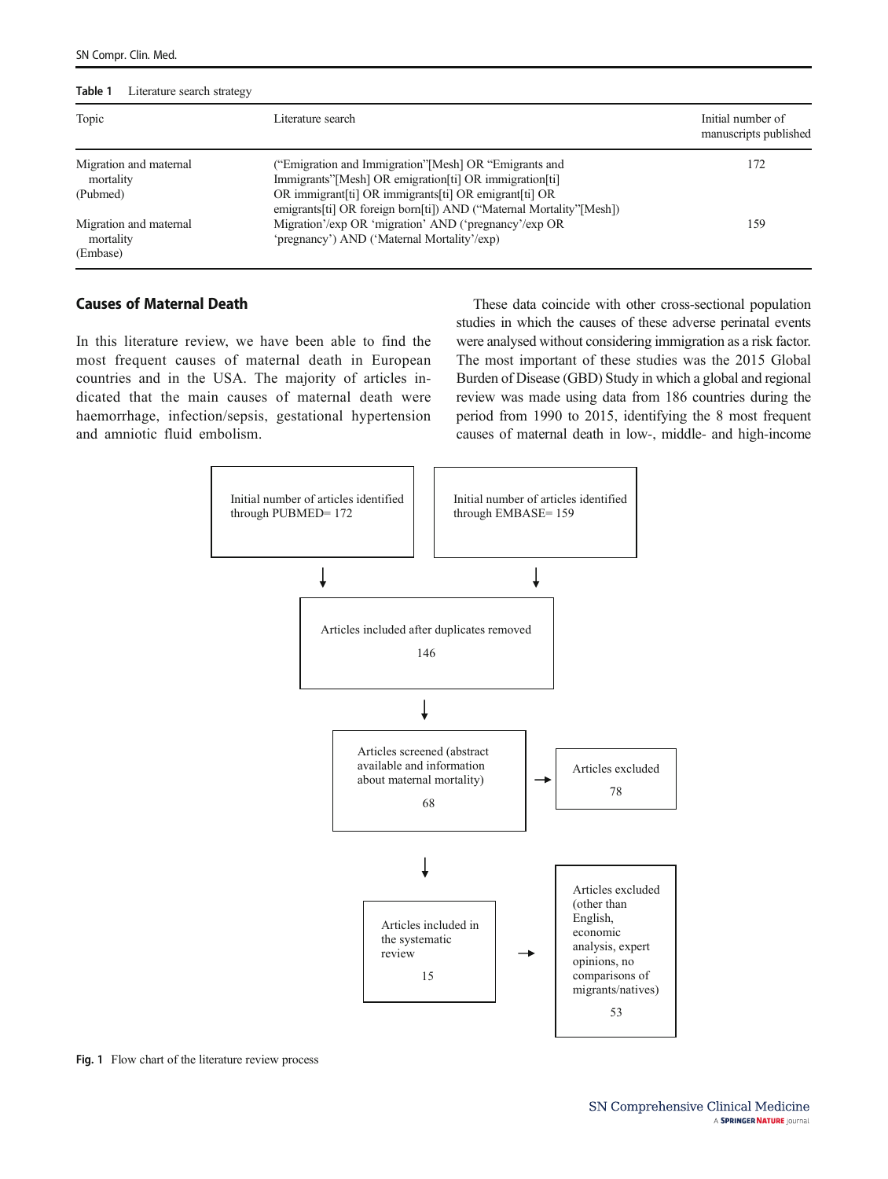**Table 1** Literature search strategy

| Topic | Literature search | Initial number of manuscripts published |
|---|---|---|
| Migration and maternal mortality (Pubmed) | ("Emigration and Immigration"[Mesh] OR "Emigrants and Immigrants"[Mesh] OR emigration[ti] OR immigration[ti] OR immigrant[ti] OR immigrants[ti] OR emigrant[ti] OR emigrants[ti] OR foreign born[ti]) AND ("Maternal Mortality"[Mesh]) | 172 |
| Migration and maternal mortality (Embase) | Migration'/exp OR 'migration' AND ('pregnancy'/exp OR 'pregnancy') AND ('Maternal Mortality'/exp) | 159 |

## Causes of Maternal Death

In this literature review, we have been able to find the most frequent causes of maternal death in European countries and in the USA. The majority of articles indicated that the main causes of maternal death were haemorrhage, infection/sepsis, gestational hypertension and amniotic fluid embolism.

These data coincide with other cross-sectional population studies in which the causes of these adverse perinatal events were analysed without considering immigration as a risk factor. The most important of these studies was the 2015 Global Burden of Disease (GBD) Study in which a global and regional review was made using data from 186 countries during the period from 1990 to 2015, identifying the 8 most frequent causes of maternal death in low-, middle- and high-income

Initial number of articles identified through PUBMED= 172

Initial number of articles identified through EMBASE= 159

↓

Articles included after duplicates removed

146

↓

Articles screened (abstract available and information about maternal mortality)

68

→ Articles excluded

78

↓

Articles included in the systematic review

15

→ Articles excluded (other than English, economic analysis, expert opinions, no comparisons of migrants/natives)

53

**Fig. 1** Flow chart of the literature review process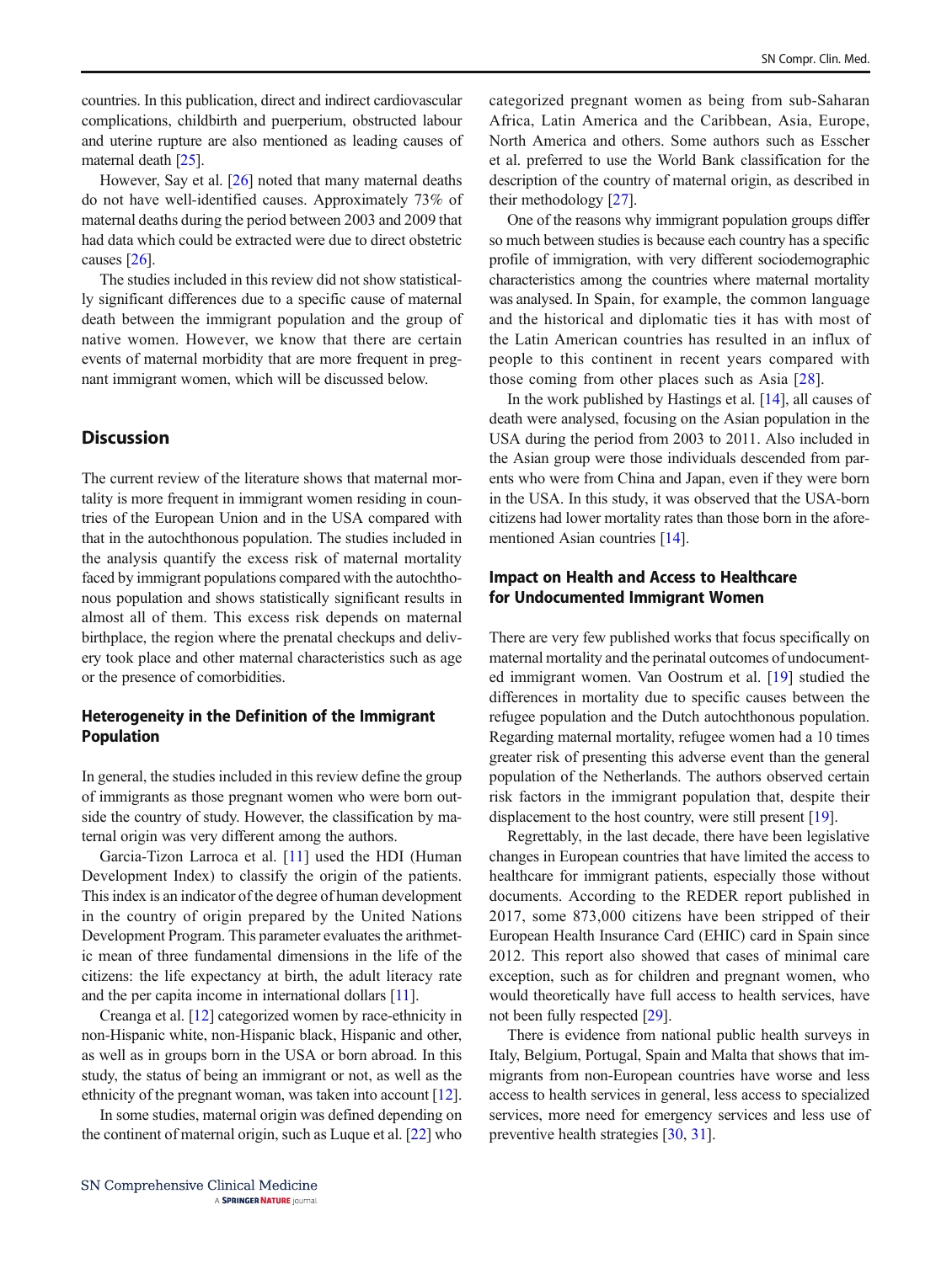countries. In this publication, direct and indirect cardiovascular complications, childbirth and puerperium, obstructed labour and uterine rupture are also mentioned as leading causes of maternal death [25].

However, Say et al. [26] noted that many maternal deaths do not have well-identified causes. Approximately 73% of maternal deaths during the period between 2003 and 2009 that had data which could be extracted were due to direct obstetric causes [26].

The studies included in this review did not show statistically significant differences due to a specific cause of maternal death between the immigrant population and the group of native women. However, we know that there are certain events of maternal morbidity that are more frequent in pregnant immigrant women, which will be discussed below.

## Discussion

The current review of the literature shows that maternal mortality is more frequent in immigrant women residing in countries of the European Union and in the USA compared with that in the autochthonous population. The studies included in the analysis quantify the excess risk of maternal mortality faced by immigrant populations compared with the autochthonous population and shows statistically significant results in almost all of them. This excess risk depends on maternal birthplace, the region where the prenatal checkups and delivery took place and other maternal characteristics such as age or the presence of comorbidities.

### Heterogeneity in the Definition of the Immigrant Population

In general, the studies included in this review define the group of immigrants as those pregnant women who were born outside the country of study. However, the classification by maternal origin was very different among the authors.

Garcia-Tizon Larroca et al. [11] used the HDI (Human Development Index) to classify the origin of the patients. This index is an indicator of the degree of human development in the country of origin prepared by the United Nations Development Program. This parameter evaluates the arithmetic mean of three fundamental dimensions in the life of the citizens: the life expectancy at birth, the adult literacy rate and the per capita income in international dollars [11].

Creanga et al. [12] categorized women by race-ethnicity in non-Hispanic white, non-Hispanic black, Hispanic and other, as well as in groups born in the USA or born abroad. In this study, the status of being an immigrant or not, as well as the ethnicity of the pregnant woman, was taken into account [12].

In some studies, maternal origin was defined depending on the continent of maternal origin, such as Luque et al. [22] who categorized pregnant women as being from sub-Saharan Africa, Latin America and the Caribbean, Asia, Europe, North America and others. Some authors such as Esscher et al. preferred to use the World Bank classification for the description of the country of maternal origin, as described in their methodology [27].

One of the reasons why immigrant population groups differ so much between studies is because each country has a specific profile of immigration, with very different sociodemographic characteristics among the countries where maternal mortality was analysed. In Spain, for example, the common language and the historical and diplomatic ties it has with most of the Latin American countries has resulted in an influx of people to this continent in recent years compared with those coming from other places such as Asia [28].

In the work published by Hastings et al. [14], all causes of death were analysed, focusing on the Asian population in the USA during the period from 2003 to 2011. Also included in the Asian group were those individuals descended from parents who were from China and Japan, even if they were born in the USA. In this study, it was observed that the USA-born citizens had lower mortality rates than those born in the aforementioned Asian countries [14].

### Impact on Health and Access to Healthcare for Undocumented Immigrant Women

There are very few published works that focus specifically on maternal mortality and the perinatal outcomes of undocumented immigrant women. Van Oostrum et al. [19] studied the differences in mortality due to specific causes between the refugee population and the Dutch autochthonous population. Regarding maternal mortality, refugee women had a 10 times greater risk of presenting this adverse event than the general population of the Netherlands. The authors observed certain risk factors in the immigrant population that, despite their displacement to the host country, were still present [19].

Regrettably, in the last decade, there have been legislative changes in European countries that have limited the access to healthcare for immigrant patients, especially those without documents. According to the REDER report published in 2017, some 873,000 citizens have been stripped of their European Health Insurance Card (EHIC) card in Spain since 2012. This report also showed that cases of minimal care exception, such as for children and pregnant women, who would theoretically have full access to health services, have not been fully respected [29].

There is evidence from national public health surveys in Italy, Belgium, Portugal, Spain and Malta that shows that immigrants from non-European countries have worse and less access to health services in general, less access to specialized services, more need for emergency services and less use of preventive health strategies [30, 31].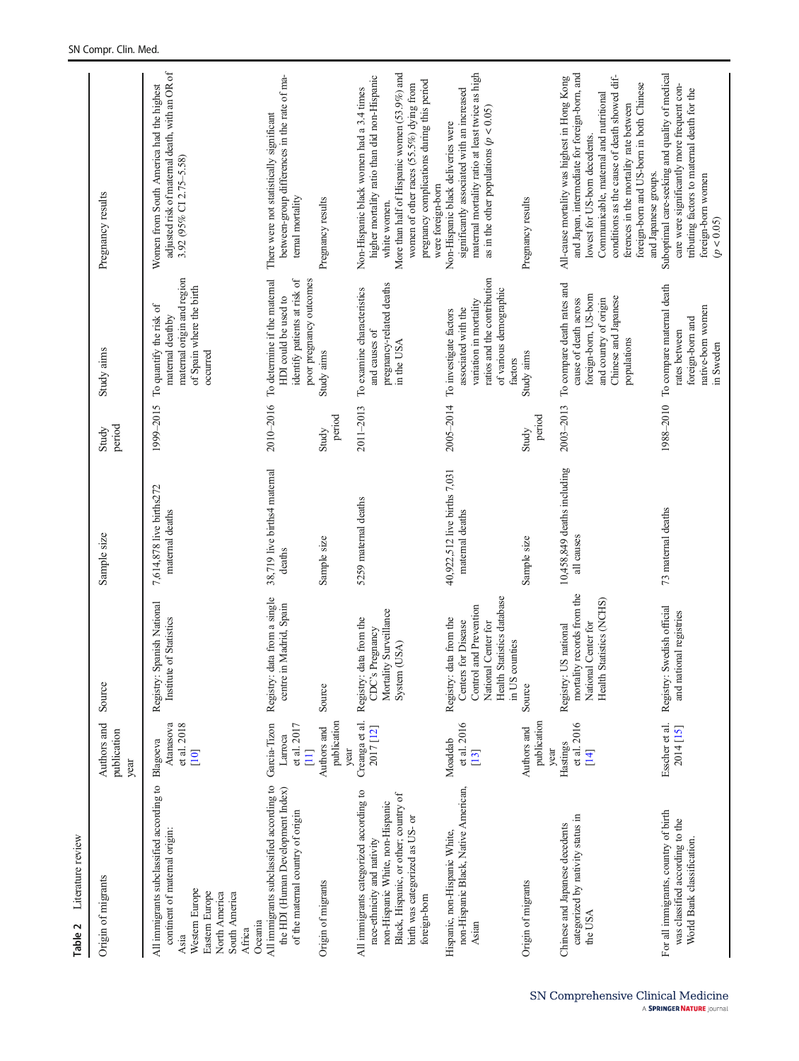**Table 2** Literature review

| Origin of migrants | Authors and publication year | Source | Sample size | Study period | Study aims | Pregnancy results |
|---|---|---|---|---|---|---|
| All immigrants subclassified according to continent of maternal origin: Asia Western Europe Eastern Europe North America South America Africa Oceania | Blagoeva Atanasova et al. 2018 [10] | Registry: Spanish National Institute of Statistics | 7,614,878 live births272 maternal deaths | 1999–2015 | To quantify the risk of maternal deathby maternal origin and region of Spain where the birth occurred | Women from South America had the highest adjusted risk of maternal death, with an OR of 3.92 (95% CI 2.75–5.58) |
| All immigrants subclassified according to the HDI (Human Development Index) of the maternal country of origin | Garcia-Tizon Larroca et al. 2017 [11] | Registry: data from a single centre in Madrid, Spain | 38,719 live births4 maternal deaths | 2010–2016 | To determine if the maternal HDI could be used to identify patients at risk of poor pregnancy outcomes | There were not statistically significant between-group differences in the rate of maternal mortality |
| **Origin of migrants** | **Authors and publication year** | **Source** | **Sample size** | **Study period** | **Study aims** | **Pregnancy results** |
| All immigrants categorized according to race-ethnicity and nativity non-Hispanic White, non-Hispanic Black, Hispanic, or other; country of birth was categorized as US- or foreign-born | Creanga et al. 2017 [12] | Registry: data from the CDC's Pregnancy Mortality Surveillance System (USA) | 5259 maternal deaths | 2011–2013 | To examine characteristics and causes of pregnancy-related deaths in the USA | Non-Hispanic black women had a 3.4 times higher mortality ratio than did non-Hispanic white women.<br>More than half of Hispanic women (53.9%) and women of other races (55.5%) dying from pregnancy complications during this period were foreign-born |
| Hispanic, non-Hispanic White, non-Hispanic Black, Native American, Asian | Moaddab et al. 2016 [13] | Registry: data from the Centers for Disease Control and Prevention National Center for Health Statistics database in US counties | 40,922,512 live births 7,031 maternal deaths | 2005–2014 | To investigate factors associated with the variation in mortality ratios and the contribution of various demographic factors | Non-Hispanic black deliveries were significantly associated with an increased maternal mortality ratio at least twice as high as in the other populations ($p < 0.05$) |
| **Origin of migrants** | **Authors and publication year** | **Source** | **Sample size** | **Study period** | **Study aims** | **Pregnancy results** |
| Chinese and Japanese decedents categorized by nativity status in the USA | Hastings et al. 2016 [14] | Registry: US national mortality records from the National Center for Health Statistics (NCHS) | 10,458,849 deaths including all causes | 2003–2013 | To compare death rates and cause of death across foreign-born, US-born and country of origin Chinese and Japanese populations | All-cause mortality was highest in Hong Kong and Japan, intermediate for foreign-born, and lowest for US-born decedents.<br>Communicable, maternal and nutritional conditions as the cause of death showed differences in the mortality rate between foreign-born and US-born in both Chinese and Japanese groups. |
| For all immigrants, country of birth was classified according to the World Bank classification. | Esscher et al. 2014 [15] | Registry: Swedish official and national registries | 73 maternal deaths | 1988–2010 | To compare maternal death rates between foreign-born and native-born women in Sweden | Suboptimal care-seeking and quality of medical care were significantly more frequent contributing factors to maternal death for the foreign-born women ($p < 0.05$) |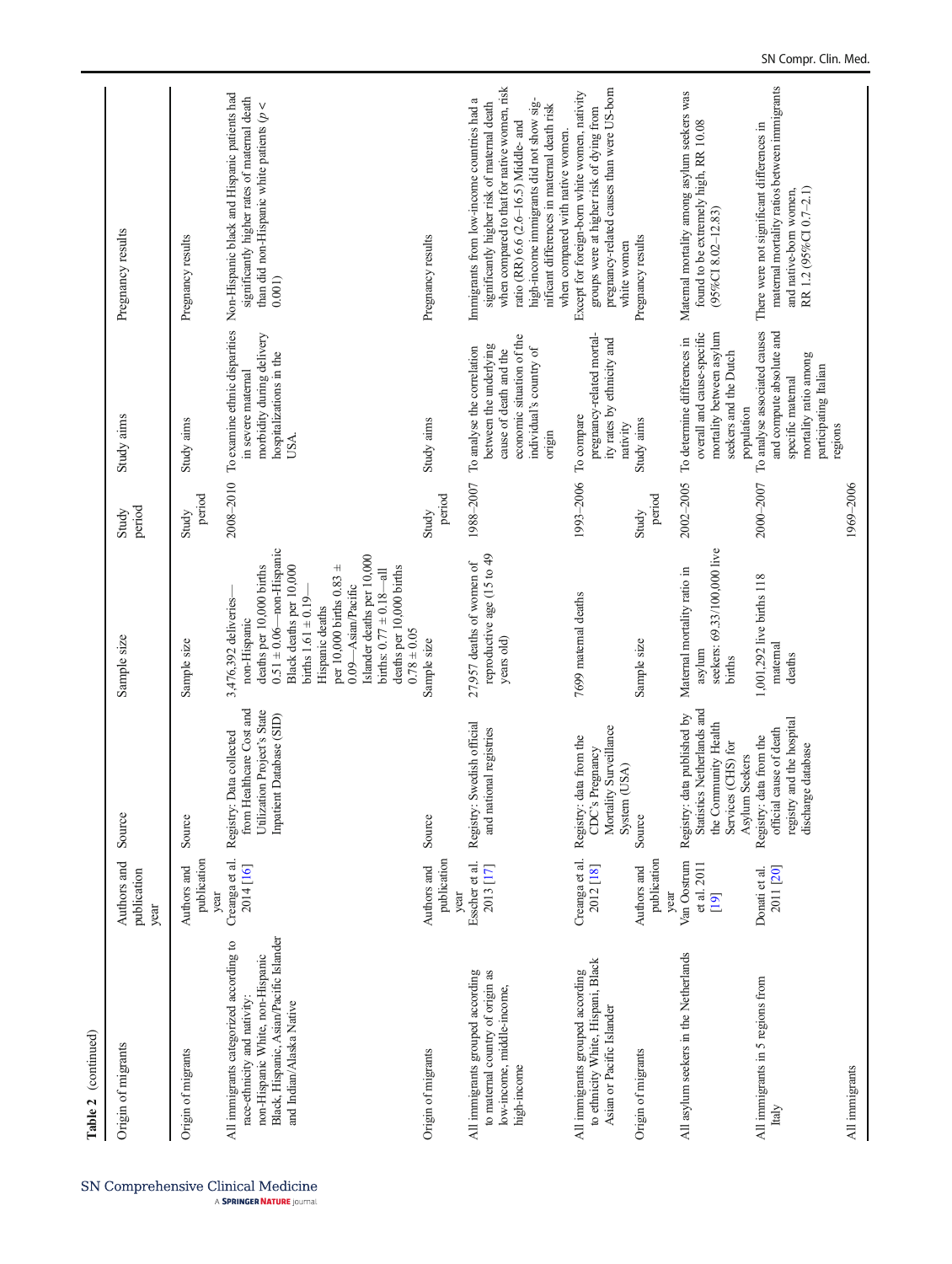**Table 2** (continued)

| Origin of migrants | Authors and publication year | Source | Sample size | Study period | Study aims | Pregnancy results |
|---|---|---|---|---|---|---|
| Origin of migrants | Authors and publication year | Source | Sample size | Study period | Study aims | Pregnancy results |
| All immigrants categorized according to race-ethnicity and nativity: non-Hispanic White, non-Hispanic Black, Hispanic, Asian/Pacific Islander and Indian/Alaska Native | Creanga et al. 2014 [16] | Registry: Data collected from Healthcare Cost and Utilization Project's State Inpatient Database (SID) | 3,476,392 deliveries—non-Hispanic deaths per 10,000 births $0.51 \pm 0.06$—non-Hispanic Black deaths per 10,000 births $1.61 \pm 0.19$—Hispanic deaths per 10,000 births $0.83 \pm 0.09$—Asian/Pacific Islander deaths per 10,000 births: $0.77 \pm 0.18$—all deaths per 10,000 births $0.78 \pm 0.05$ | 2008–2010 | To examine ethnic disparities in severe maternal morbidity during delivery hospitalizations in the USA. | Non-Hispanic black and Hispanic patients had significantly higher rates of maternal death than did non-Hispanic white patients ($p < 0.001$) |
| Origin of migrants | Authors and publication year | Source | Sample size | Study period | Study aims | Pregnancy results |
| All immigrants grouped according to maternal country of origin as low-income, middle-income, high-income | Esscher et al. 2013 [17] | Registry: Swedish official and national registries | 27,957 deaths of women of reproductive age (15 to 49 years old) | 1988–2007 | To analyse the correlation between the underlying cause of death and the economic situation of the individual's country of origin | Immigrants from low-income countries had a significantly higher risk of maternal death when compared to that for native women, risk ratio (RR) 6.6 (2.6–16.5) Middle- and high-income immigrants did not show significant differences in maternal death risk when compared with native women. |
| All immigrants grouped according to ethnicity White, Hispani, Black Asian or Pacific Islander | Creanga et al. 2012 [18] | Registry: data from the CDC's Pregnancy Mortality Surveillance System (USA) | 7699 maternal deaths | 1993–2006 | To compare pregnancy-related mortality rates by ethnicity and nativity | Except for foreign-born white women, nativity groups were at higher risk of dying from pregnancy-related causes than were US-born white women |
| Origin of migrants | Authors and publication year | Source | Sample size | Study period | Study aims | Pregnancy results |
| All asylum seekers in the Netherlands | Van Oostrum et al. 2011 [19] | Registry: data published by Statistics Netherlands and the Community Health Services (CHS) for Asylum Seekers | Maternal mortality ratio in asylum seekers: 69.33/100,000 live births | 2002–2005 | To determine differences in overall and cause-specific mortality between asylum seekers and the Dutch population | Maternal mortality among asylum seekers was found to be extremely high, RR 10.08 (95%CI 8.02–12.83) |
| All immigrants in 5 regions from Italy | Donati et al. 2011 [20] | Registry: data from the official cause of death registry and the hospital discharge database | 1,001,292 live births 118 maternal deaths | 2000–2007 | To analyse associated causes and compute absolute and specific maternal mortality ratio among participating Italian regions | There were not significant differences in maternal mortality ratios between immigrants and native-born women, RR 1.2 (95%CI 0.7–2.1) |
| All immigrants | | | | 1969–2006 | | |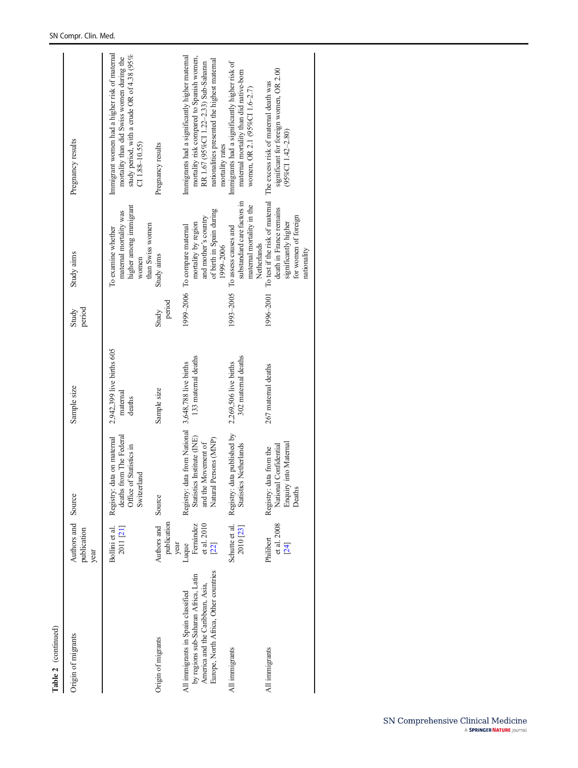**Table 2** (continued)

| Origin of migrants | Authors and publication year | Source | Sample size | Study period | Study aims | Pregnancy results |
|---|---|---|---|---|---|---|
| | Bollini et al. 2011 [21] | Registry: data on maternal deaths from The Federal Office of Statistics in Switzerland | 2,942,399 live births 605 maternal deaths | | To examine whether maternal mortality was higher among immigrant women than Swiss women | Immigrant women had a higher risk of maternal mortality than did Swiss women during the study period, with a crude OR of 4.38 (95% CI 1.88–10.55) |
| Origin of migrants | Authors and publication year | Source | Sample size | Study period | Study aims | Pregnancy results |
| All immigrants in Spain classified by regions sub-Saharan Africa, Latin America and the Caribbean, Asia, Europe, North Africa, Other countries | Luque Fernández et al. 2010 [22] | Registry: data from National Statistics Institute (INE) and the Movement of Natural Persons (MNP) | 3,648,788 live births 133 maternal deaths | 1999–2006 | To compare maternal mortality by region and mother's country of birth in Spain during 1999–2006 | Immigrants had a significantly higher maternal mortality risk compared to Spanish women, RR 1.67 (95%CI 1.22–2.33) Sub-Saharan nationalities presented the highest maternal mortality rates |
| All immigrants | Schutte et al. 2010 [23] | Registry: data published by Statistics Netherlands | 2,269,506 live births 302 maternal deaths | 1993–2005 | To assess causes and substandard care factors in maternal mortality in the Netherlands | Immigrants had a significantly higher risk of maternal mortality than did native-born women, OR 2.1 (95%CI 1.6–2.7) |
| All immigrants | Philibert et al. 2008 [24] | Registry: data from the National Confidential Enquiry into Maternal Deaths | 267 maternal deaths | 1996–2001 | To test if the risk of maternal death in France remains significantly higher for women of foreign nationality | The excess risk of maternal death was significant for foreign women, OR 2.00 (95%CI 1.42–2.80) |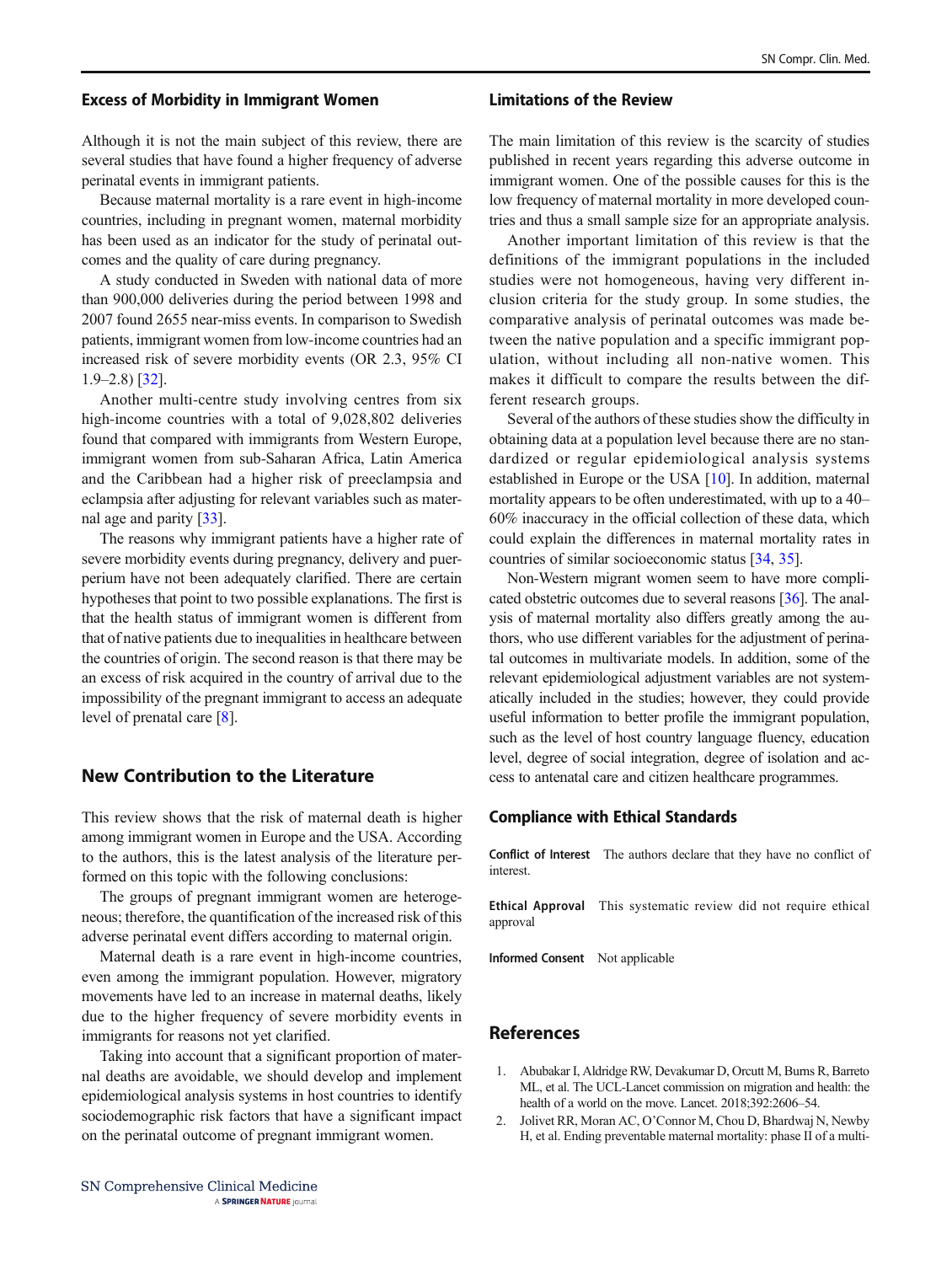### Excess of Morbidity in Immigrant Women

Although it is not the main subject of this review, there are several studies that have found a higher frequency of adverse perinatal events in immigrant patients.

Because maternal mortality is a rare event in high-income countries, including in pregnant women, maternal morbidity has been used as an indicator for the study of perinatal outcomes and the quality of care during pregnancy.

A study conducted in Sweden with national data of more than 900,000 deliveries during the period between 1998 and 2007 found 2655 near-miss events. In comparison to Swedish patients, immigrant women from low-income countries had an increased risk of severe morbidity events (OR 2.3, 95% CI 1.9–2.8) [32].

Another multi-centre study involving centres from six high-income countries with a total of 9,028,802 deliveries found that compared with immigrants from Western Europe, immigrant women from sub-Saharan Africa, Latin America and the Caribbean had a higher risk of preeclampsia and eclampsia after adjusting for relevant variables such as maternal age and parity [33].

The reasons why immigrant patients have a higher rate of severe morbidity events during pregnancy, delivery and puerperium have not been adequately clarified. There are certain hypotheses that point to two possible explanations. The first is that the health status of immigrant women is different from that of native patients due to inequalities in healthcare between the countries of origin. The second reason is that there may be an excess of risk acquired in the country of arrival due to the impossibility of the pregnant immigrant to access an adequate level of prenatal care [8].

## New Contribution to the Literature

This review shows that the risk of maternal death is higher among immigrant women in Europe and the USA. According to the authors, this is the latest analysis of the literature performed on this topic with the following conclusions:

The groups of pregnant immigrant women are heterogeneous; therefore, the quantification of the increased risk of this adverse perinatal event differs according to maternal origin.

Maternal death is a rare event in high-income countries, even among the immigrant population. However, migratory movements have led to an increase in maternal deaths, likely due to the higher frequency of severe morbidity events in immigrants for reasons not yet clarified.

Taking into account that a significant proportion of maternal deaths are avoidable, we should develop and implement epidemiological analysis systems in host countries to identify sociodemographic risk factors that have a significant impact on the perinatal outcome of pregnant immigrant women.

### Limitations of the Review

The main limitation of this review is the scarcity of studies published in recent years regarding this adverse outcome in immigrant women. One of the possible causes for this is the low frequency of maternal mortality in more developed countries and thus a small sample size for an appropriate analysis.

Another important limitation of this review is that the definitions of the immigrant populations in the included studies were not homogeneous, having very different inclusion criteria for the study group. In some studies, the comparative analysis of perinatal outcomes was made between the native population and a specific immigrant population, without including all non-native women. This makes it difficult to compare the results between the different research groups.

Several of the authors of these studies show the difficulty in obtaining data at a population level because there are no standardized or regular epidemiological analysis systems established in Europe or the USA [10]. In addition, maternal mortality appears to be often underestimated, with up to a 40–60% inaccuracy in the official collection of these data, which could explain the differences in maternal mortality rates in countries of similar socioeconomic status [34, 35].

Non-Western migrant women seem to have more complicated obstetric outcomes due to several reasons [36]. The analysis of maternal mortality also differs greatly among the authors, who use different variables for the adjustment of perinatal outcomes in multivariate models. In addition, some of the relevant epidemiological adjustment variables are not systematically included in the studies; however, they could provide useful information to better profile the immigrant population, such as the level of host country language fluency, education level, degree of social integration, degree of isolation and access to antenatal care and citizen healthcare programmes.

### Compliance with Ethical Standards

**Conflict of Interest** The authors declare that they have no conflict of interest.

**Ethical Approval** This systematic review did not require ethical approval

**Informed Consent** Not applicable

## References

1. Abubakar I, Aldridge RW, Devakumar D, Orcutt M, Burns R, Barreto ML, et al. The UCL-Lancet commission on migration and health: the health of a world on the move. Lancet. 2018;392:2606–54.
2. Jolivet RR, Moran AC, O'Connor M, Chou D, Bhardwaj N, Newby H, et al. Ending preventable maternal mortality: phase II of a multi-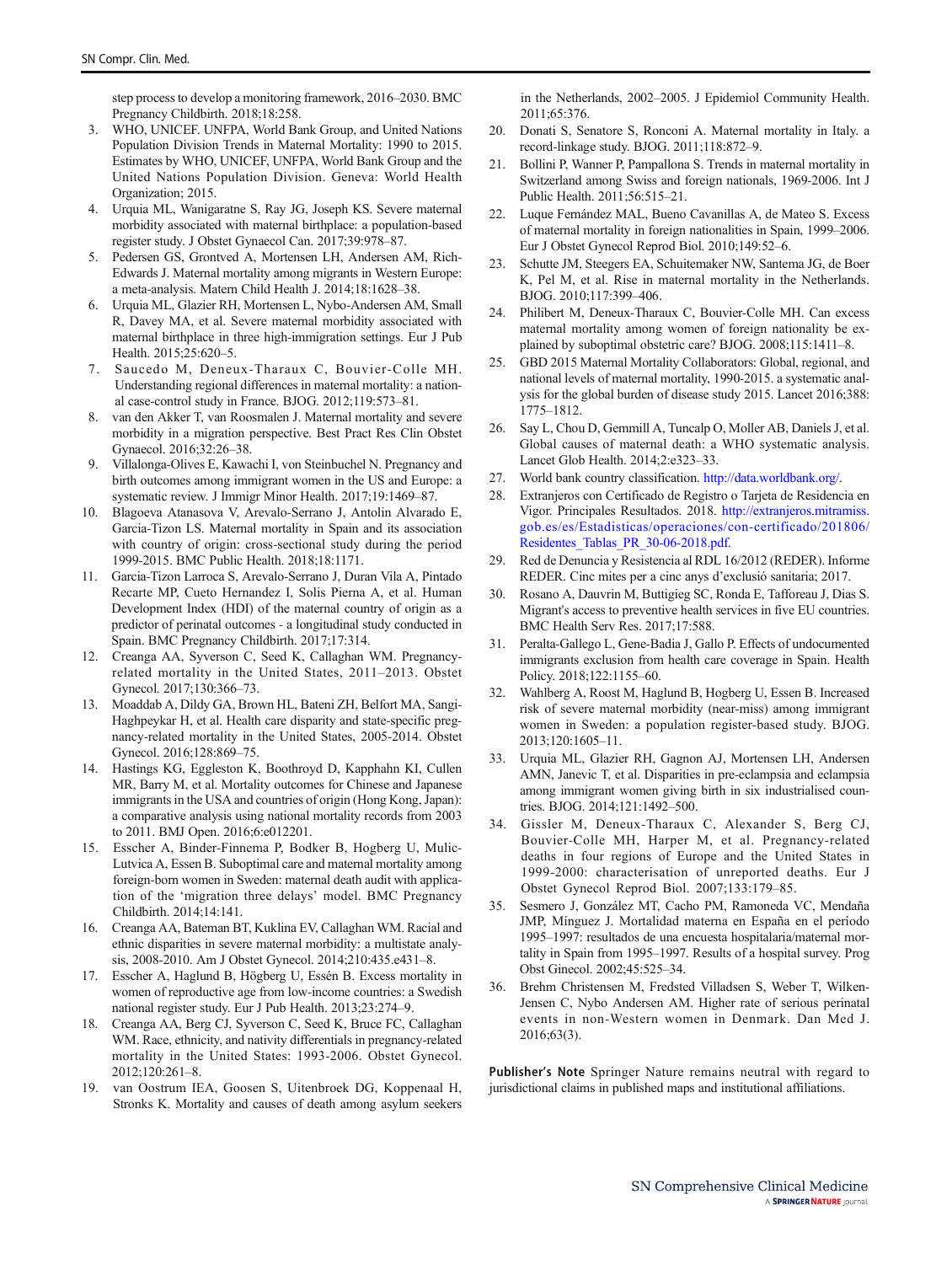step process to develop a monitoring framework, 2016–2030. BMC Pregnancy Childbirth. 2018;18:258.

3. WHO, UNICEF. UNFPA, World Bank Group, and United Nations Population Division Trends in Maternal Mortality: 1990 to 2015. Estimates by WHO, UNICEF, UNFPA, World Bank Group and the United Nations Population Division. Geneva: World Health Organization; 2015.
4. Urquia ML, Wanigaratne S, Ray JG, Joseph KS. Severe maternal morbidity associated with maternal birthplace: a population-based register study. J Obstet Gynaecol Can. 2017;39:978–87.
5. Pedersen GS, Grontved A, Mortensen LH, Andersen AM, Rich-Edwards J. Maternal mortality among migrants in Western Europe: a meta-analysis. Matern Child Health J. 2014;18:1628–38.
6. Urquia ML, Glazier RH, Mortensen L, Nybo-Andersen AM, Small R, Davey MA, et al. Severe maternal morbidity associated with maternal birthplace in three high-immigration settings. Eur J Pub Health. 2015;25:620–5.
7. Saucedo M, Deneux-Tharaux C, Bouvier-Colle MH. Understanding regional differences in maternal mortality: a national case-control study in France. BJOG. 2012;119:573–81.
8. van den Akker T, van Roosmalen J. Maternal mortality and severe morbidity in a migration perspective. Best Pract Res Clin Obstet Gynaecol. 2016;32:26–38.
9. Villalonga-Olives E, Kawachi I, von Steinbuchel N. Pregnancy and birth outcomes among immigrant women in the US and Europe: a systematic review. J Immigr Minor Health. 2017;19:1469–87.
10. Blagoeva Atanasova V, Arevalo-Serrano J, Antolin Alvarado E, Garcia-Tizon LS. Maternal mortality in Spain and its association with country of origin: cross-sectional study during the period 1999-2015. BMC Public Health. 2018;18:1171.
11. Garcia-Tizon Larroca S, Arevalo-Serrano J, Duran Vila A, Pintado Recarte MP, Cueto Hernandez I, Solis Pierna A, et al. Human Development Index (HDI) of the maternal country of origin as a predictor of perinatal outcomes - a longitudinal study conducted in Spain. BMC Pregnancy Childbirth. 2017;17:314.
12. Creanga AA, Syverson C, Seed K, Callaghan WM. Pregnancy-related mortality in the United States, 2011–2013. Obstet Gynecol. 2017;130:366–73.
13. Moaddab A, Dildy GA, Brown HL, Bateni ZH, Belfort MA, Sangi-Haghpeykar H, et al. Health care disparity and state-specific pregnancy-related mortality in the United States, 2005-2014. Obstet Gynecol. 2016;128:869–75.
14. Hastings KG, Eggleston K, Boothroyd D, Kapphahn KI, Cullen MR, Barry M, et al. Mortality outcomes for Chinese and Japanese immigrants in the USA and countries of origin (Hong Kong, Japan): a comparative analysis using national mortality records from 2003 to 2011. BMJ Open. 2016;6:e012201.
15. Esscher A, Binder-Finnema P, Bodker B, Hogberg U, Mulic-Lutvica A, Essen B. Suboptimal care and maternal mortality among foreign-born women in Sweden: maternal death audit with application of the 'migration three delays' model. BMC Pregnancy Childbirth. 2014;14:141.
16. Creanga AA, Bateman BT, Kuklina EV, Callaghan WM. Racial and ethnic disparities in severe maternal morbidity: a multistate analysis, 2008-2010. Am J Obstet Gynecol. 2014;210:435.e431–8.
17. Esscher A, Haglund B, Högberg U, Essén B. Excess mortality in women of reproductive age from low-income countries: a Swedish national register study. Eur J Pub Health. 2013;23:274–9.
18. Creanga AA, Berg CJ, Syverson C, Seed K, Bruce FC, Callaghan WM. Race, ethnicity, and nativity differentials in pregnancy-related mortality in the United States: 1993-2006. Obstet Gynecol. 2012;120:261–8.
19. van Oostrum IEA, Goosen S, Uitenbroek DG, Koppenaal H, Stronks K. Mortality and causes of death among asylum seekers in the Netherlands, 2002–2005. J Epidemiol Community Health. 2011;65:376.
20. Donati S, Senatore S, Ronconi A. Maternal mortality in Italy. a record-linkage study. BJOG. 2011;118:872–9.
21. Bollini P, Wanner P, Pampallona S. Trends in maternal mortality in Switzerland among Swiss and foreign nationals, 1969-2006. Int J Public Health. 2011;56:515–21.
22. Luque Fernández MAL, Bueno Cavanillas A, de Mateo S. Excess of maternal mortality in foreign nationalities in Spain, 1999–2006. Eur J Obstet Gynecol Reprod Biol. 2010;149:52–6.
23. Schutte JM, Steegers EA, Schuitemaker NW, Santema JG, de Boer K, Pel M, et al. Rise in maternal mortality in the Netherlands. BJOG. 2010;117:399–406.
24. Philibert M, Deneux-Tharaux C, Bouvier-Colle MH. Can excess maternal mortality among women of foreign nationality be explained by suboptimal obstetric care? BJOG. 2008;115:1411–8.
25. GBD 2015 Maternal Mortality Collaborators: Global, regional, and national levels of maternal mortality, 1990-2015. a systematic analysis for the global burden of disease study 2015. Lancet 2016;388: 1775–1812.
26. Say L, Chou D, Gemmill A, Tuncalp O, Moller AB, Daniels J, et al. Global causes of maternal death: a WHO systematic analysis. Lancet Glob Health. 2014;2:e323–33.
27. World bank country classification. http://data.worldbank.org/.
28. Extranjeros con Certificado de Registro o Tarjeta de Residencia en Vigor. Principales Resultados. 2018. http://extranjeros.mitramiss.gob.es/es/Estadisticas/operaciones/con-certificado/201806/Residentes_Tablas_PR_30-06-2018.pdf.
29. Red de Denuncia y Resistencia al RDL 16/2012 (REDER). Informe REDER. Cinc mites per a cinc anys d'exclusió sanitaria; 2017.
30. Rosano A, Dauvrin M, Buttigieg SC, Ronda E, Tafforeau J, Dias S. Migrant's access to preventive health services in five EU countries. BMC Health Serv Res. 2017;17:588.
31. Peralta-Gallego L, Gene-Badia J, Gallo P. Effects of undocumented immigrants exclusion from health care coverage in Spain. Health Policy. 2018;122:1155–60.
32. Wahlberg A, Roost M, Haglund B, Hogberg U, Essen B. Increased risk of severe maternal morbidity (near-miss) among immigrant women in Sweden: a population register-based study. BJOG. 2013;120:1605–11.
33. Urquia ML, Glazier RH, Gagnon AJ, Mortensen LH, Andersen AMN, Janevic T, et al. Disparities in pre-eclampsia and eclampsia among immigrant women giving birth in six industrialised countries. BJOG. 2014;121:1492–500.
34. Gissler M, Deneux-Tharaux C, Alexander S, Berg CJ, Bouvier-Colle MH, Harper M, et al. Pregnancy-related deaths in four regions of Europe and the United States in 1999-2000: characterisation of unreported deaths. Eur J Obstet Gynecol Reprod Biol. 2007;133:179–85.
35. Sesmero J, González MT, Cacho PM, Ramoneda VC, Mendaña JMP, Mínguez J. Mortalidad materna en España en el período 1995–1997: resultados de una encuesta hospitalaria/maternal mortality in Spain from 1995–1997. Results of a hospital survey. Prog Obst Ginecol. 2002;45:525–34.
36. Brehm Christensen M, Fredsted Villadsen S, Weber T, Wilken-Jensen C, Nybo Andersen AM. Higher rate of serious perinatal events in non-Western women in Denmark. Dan Med J. 2016;63(3).

**Publisher's Note** Springer Nature remains neutral with regard to jurisdictional claims in published maps and institutional affiliations.